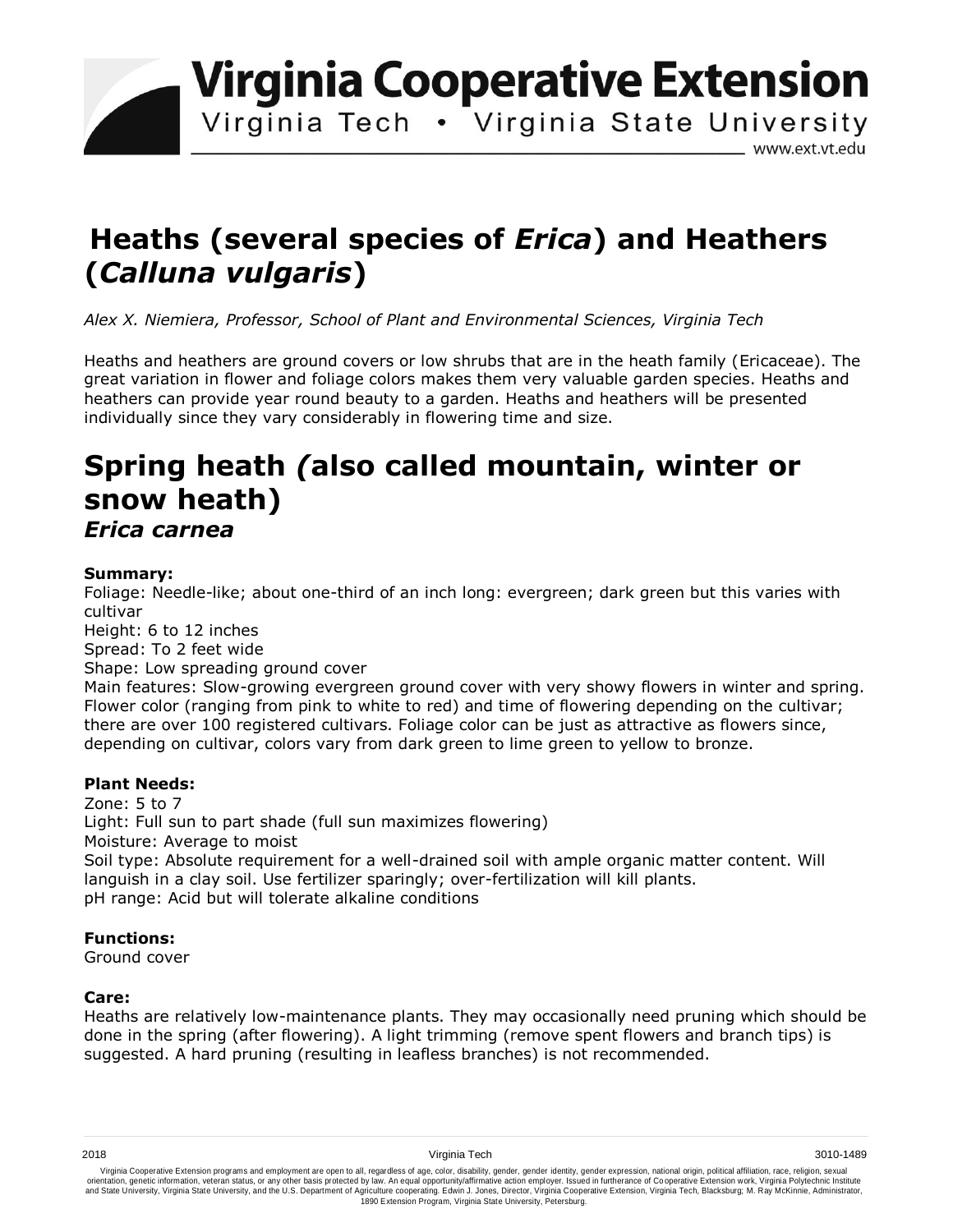# Heaths (several species of *Erica*) and Heathers (*Calluna vulgaris*)

*Alex X. Niemiera, Professor, School of Plant and Environmental Sciences, Virginia Tech*

Heaths and heathers are ground covers or low shrubs that are in the heath family (Ericaceae). The great variation in flower and foliage colors makes them very valuable garden species. Heaths and heathers can provide year round beauty to a garden. Heaths and heathers will be presented individually since they vary considerably in flowering time and size.

## Spring heath *(*also called mountain, winter or snow heath)
### *Erica carnea*

**Summary:**

Foliage: Needle-like; about one-third of an inch long: evergreen; dark green but this varies with cultivar

Height: 6 to 12 inches

Spread: To 2 feet wide

Shape: Low spreading ground cover

Main features: Slow-growing evergreen ground cover with very showy flowers in winter and spring. Flower color (ranging from pink to white to red) and time of flowering depending on the cultivar; there are over 100 registered cultivars. Foliage color can be just as attractive as flowers since, depending on cultivar, colors vary from dark green to lime green to yellow to bronze.

**Plant Needs:**

Zone: 5 to 7

Light: Full sun to part shade (full sun maximizes flowering)

Moisture: Average to moist

Soil type: Absolute requirement for a well-drained soil with ample organic matter content. Will languish in a clay soil. Use fertilizer sparingly; over-fertilization will kill plants.

pH range: Acid but will tolerate alkaline conditions

**Functions:**

Ground cover

**Care:**

Heaths are relatively low-maintenance plants. They may occasionally need pruning which should be done in the spring (after flowering). A light trimming (remove spent flowers and branch tips) is suggested. A hard pruning (resulting in leafless branches) is not recommended.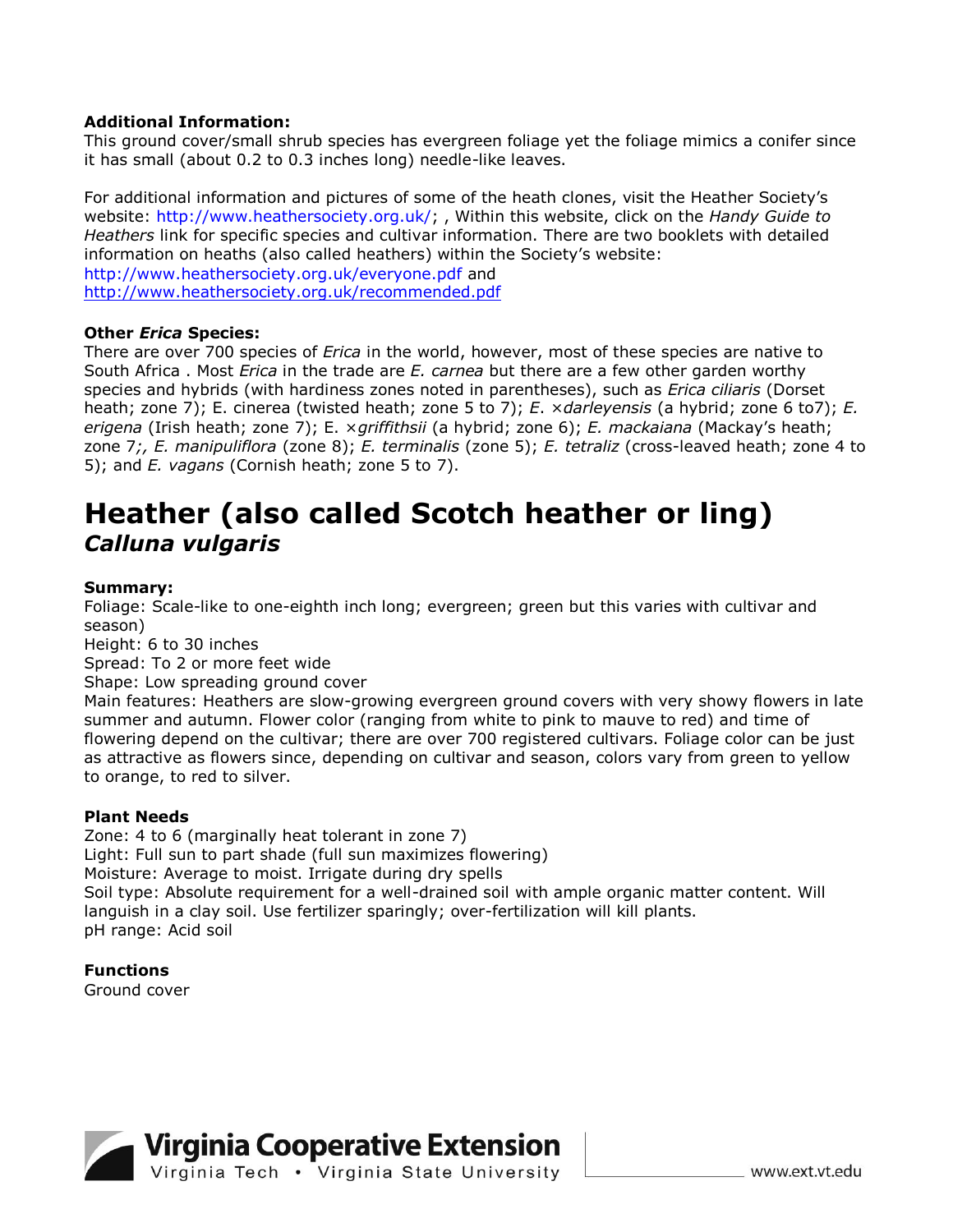**Additional Information:**
This ground cover/small shrub species has evergreen foliage yet the foliage mimics a conifer since it has small (about 0.2 to 0.3 inches long) needle-like leaves.

For additional information and pictures of some of the heath clones, visit the Heather Society's website: http://www.heathersociety.org.uk/; , Within this website, click on the *Handy Guide to Heathers* link for specific species and cultivar information. There are two booklets with detailed information on heaths (also called heathers) within the Society's website: http://www.heathersociety.org.uk/everyone.pdf and http://www.heathersociety.org.uk/recommended.pdf

**Other *Erica* Species:**
There are over 700 species of *Erica* in the world, however, most of these species are native to South Africa . Most *Erica* in the trade are *E. carnea* but there are a few other garden worthy species and hybrids (with hardiness zones noted in parentheses), such as *Erica ciliaris* (Dorset heath; zone 7); E. cinerea (twisted heath; zone 5 to 7); *E. ×darleyensis* (a hybrid; zone 6 to7); *E. erigena* (Irish heath; zone 7); E. *×griffithsii* (a hybrid; zone 6); *E. mackaiana* (Mackay's heath; zone 7;, E. manipuliflora* (zone 8); *E. terminalis* (zone 5); *E. tetraliz* (cross-leaved heath; zone 4 to 5); and *E. vagans* (Cornish heath; zone 5 to 7).

# Heather (also called Scotch heather or ling)
## *Calluna vulgaris*

**Summary:**
Foliage: Scale-like to one-eighth inch long; evergreen; green but this varies with cultivar and season)
Height: 6 to 30 inches
Spread: To 2 or more feet wide
Shape: Low spreading ground cover
Main features: Heathers are slow-growing evergreen ground covers with very showy flowers in late summer and autumn. Flower color (ranging from white to pink to mauve to red) and time of flowering depend on the cultivar; there are over 700 registered cultivars. Foliage color can be just as attractive as flowers since, depending on cultivar and season, colors vary from green to yellow to orange, to red to silver.

**Plant Needs**
Zone: 4 to 6 (marginally heat tolerant in zone 7)
Light: Full sun to part shade (full sun maximizes flowering)
Moisture: Average to moist. Irrigate during dry spells
Soil type: Absolute requirement for a well-drained soil with ample organic matter content. Will languish in a clay soil. Use fertilizer sparingly; over-fertilization will kill plants.
pH range: Acid soil

**Functions**
Ground cover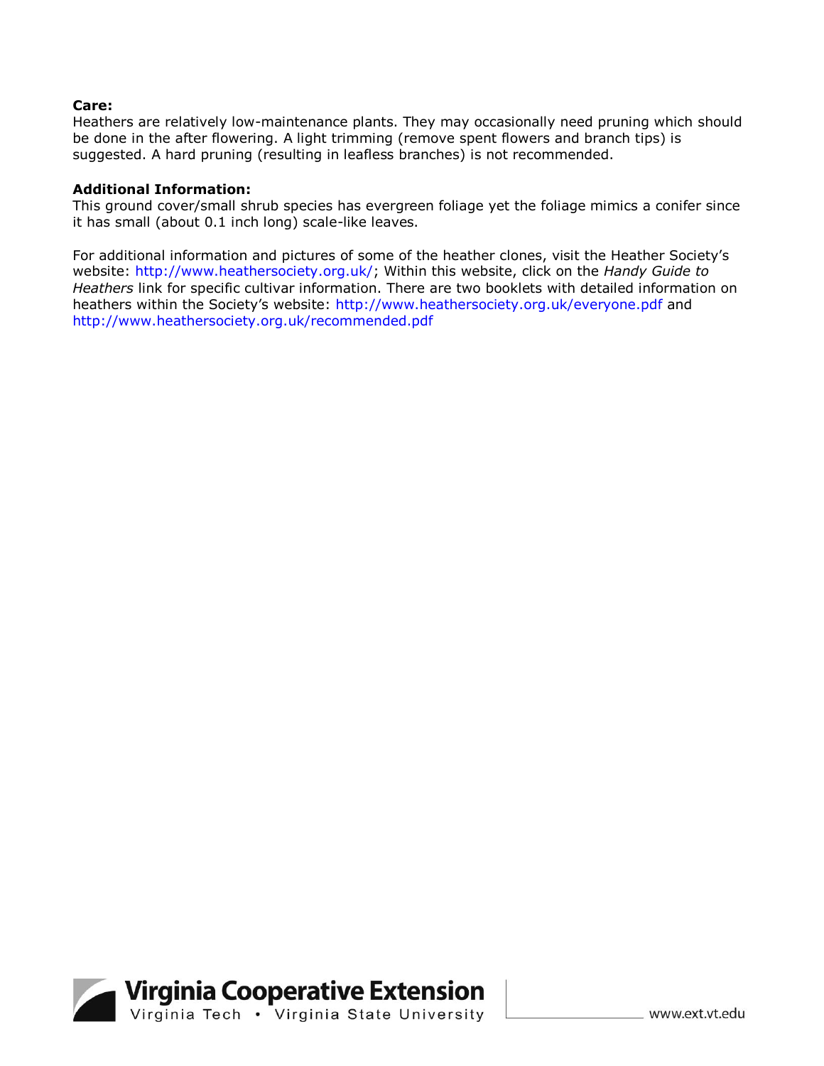**Care:**
Heathers are relatively low-maintenance plants. They may occasionally need pruning which should be done in the after flowering. A light trimming (remove spent flowers and branch tips) is suggested. A hard pruning (resulting in leafless branches) is not recommended.

**Additional Information:**
This ground cover/small shrub species has evergreen foliage yet the foliage mimics a conifer since it has small (about 0.1 inch long) scale-like leaves.

For additional information and pictures of some of the heather clones, visit the Heather Society's website: http://www.heathersociety.org.uk/; Within this website, click on the *Handy Guide to Heathers* link for specific cultivar information. There are two booklets with detailed information on heathers within the Society's website: http://www.heathersociety.org.uk/everyone.pdf and http://www.heathersociety.org.uk/recommended.pdf